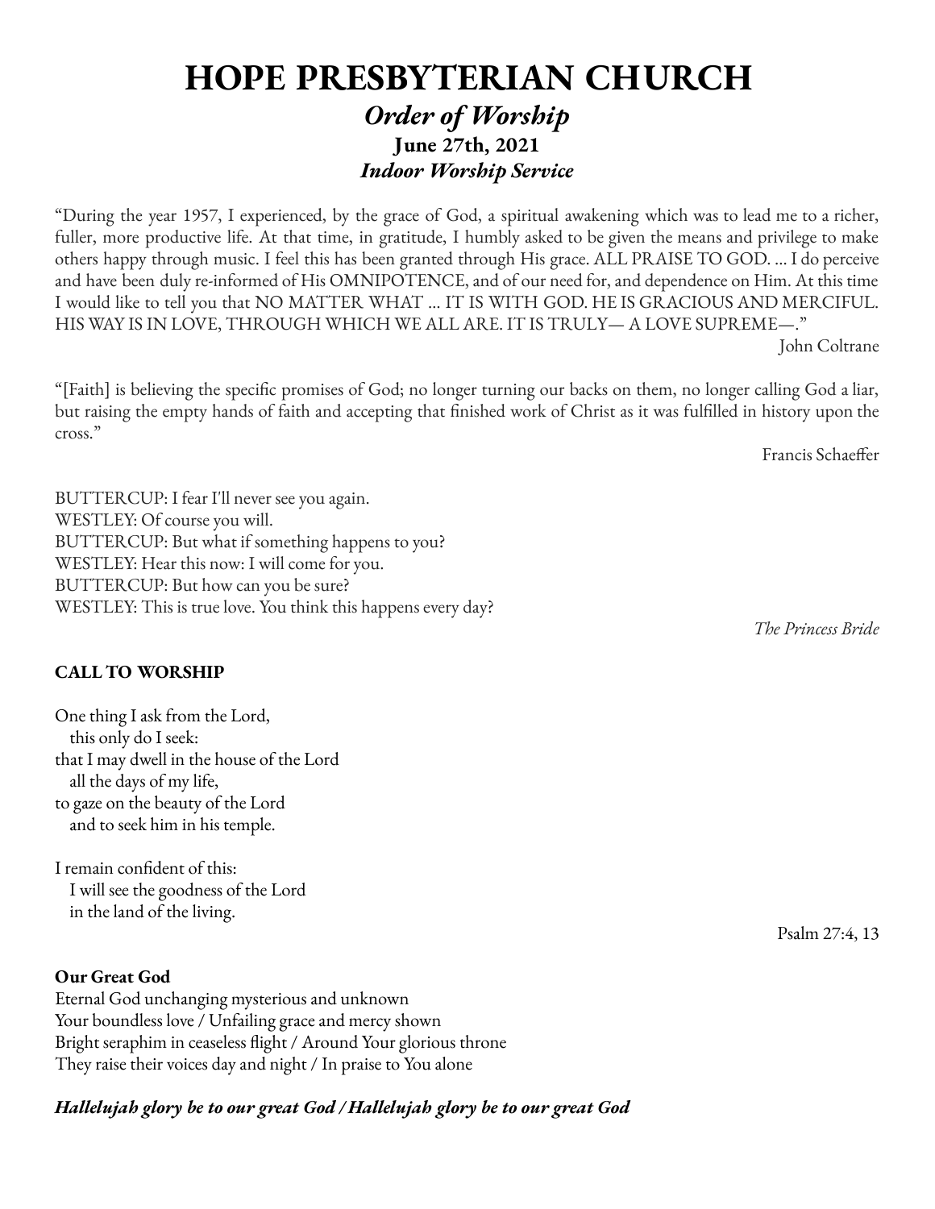# HOPE PRESBYTERIAN CHURCH

## *Order of Worship*

### June 27th, 2021

### *Indoor Worship Service*

"During the year 1957, I experienced, by the grace of God, a spiritual awakening which was to lead me to a richer, fuller, more productive life. At that time, in gratitude, I humbly asked to be given the means and privilege to make others happy through music. I feel this has been granted through His grace. ALL PRAISE TO GOD. ... I do perceive and have been duly re-informed of His OMNIPOTENCE, and of our need for, and dependence on Him. At this time I would like to tell you that NO MATTER WHAT ... IT IS WITH GOD. HE IS GRACIOUS AND MERCIFUL. HIS WAY IS IN LOVE, THROUGH WHICH WE ALL ARE. IT IS TRULY— A LOVE SUPREME—."

John Coltrane

"[Faith] is believing the specific promises of God; no longer turning our backs on them, no longer calling God a liar, but raising the empty hands of faith and accepting that finished work of Christ as it was fulfilled in history upon the cross."

Francis Schaeffer

BUTTERCUP: I fear I'll never see you again.
WESTLEY: Of course you will.
BUTTERCUP: But what if something happens to you?
WESTLEY: Hear this now: I will come for you.
BUTTERCUP: But how can you be sure?
WESTLEY: This is true love. You think this happens every day?

*The Princess Bride*

**CALL TO WORSHIP**

One thing I ask from the Lord,
this only do I seek:
that I may dwell in the house of the Lord
all the days of my life,
to gaze on the beauty of the Lord
and to seek him in his temple.

I remain confident of this:
I will see the goodness of the Lord
in the land of the living.

Psalm 27:4, 13

**Our Great God**

Eternal God unchanging mysterious and unknown
Your boundless love / Unfailing grace and mercy shown
Bright seraphim in ceaseless flight / Around Your glorious throne
They raise their voices day and night / In praise to You alone

***Hallelujah glory be to our great God / Hallelujah glory be to our great God***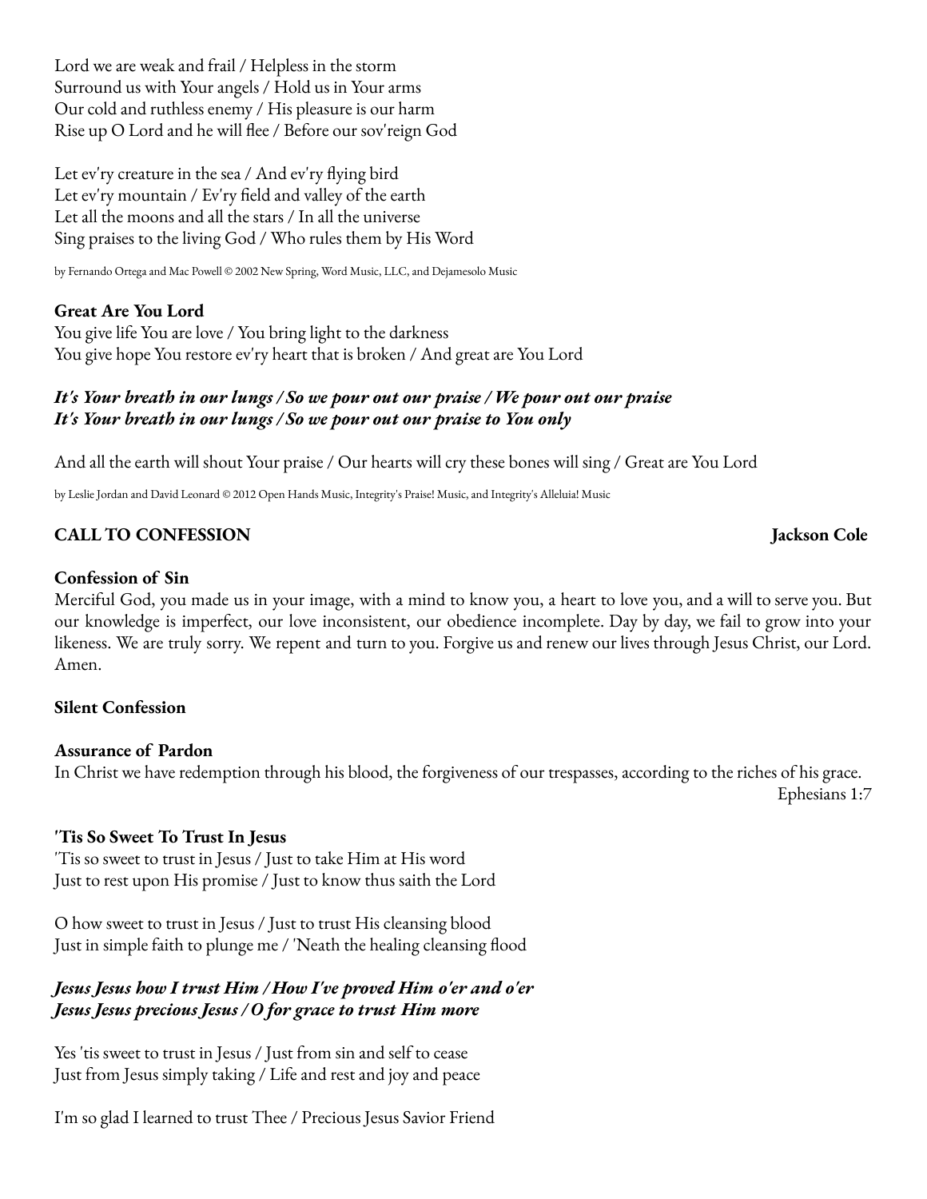Lord we are weak and frail / Helpless in the storm
Surround us with Your angels / Hold us in Your arms
Our cold and ruthless enemy / His pleasure is our harm
Rise up O Lord and he will flee / Before our sov'reign God

Let ev'ry creature in the sea / And ev'ry flying bird
Let ev'ry mountain / Ev'ry field and valley of the earth
Let all the moons and all the stars / In all the universe
Sing praises to the living God / Who rules them by His Word

by Fernando Ortega and Mac Powell © 2002 New Spring, Word Music, LLC, and Dejamesolo Music

**Great Are You Lord**

You give life You are love / You bring light to the darkness
You give hope You restore ev'ry heart that is broken / And great are You Lord

***It's Your breath in our lungs / So we pour out our praise / We pour out our praise***
***It's Your breath in our lungs / So we pour out our praise to You only***

And all the earth will shout Your praise / Our hearts will cry these bones will sing / Great are You Lord

by Leslie Jordan and David Leonard © 2012 Open Hands Music, Integrity's Praise! Music, and Integrity's Alleluia! Music

**CALL TO CONFESSION** **Jackson Cole**

**Confession of Sin**

Merciful God, you made us in your image, with a mind to know you, a heart to love you, and a will to serve you. But our knowledge is imperfect, our love inconsistent, our obedience incomplete. Day by day, we fail to grow into your likeness. We are truly sorry. We repent and turn to you. Forgive us and renew our lives through Jesus Christ, our Lord. Amen.

**Silent Confession**

**Assurance of Pardon**

In Christ we have redemption through his blood, the forgiveness of our trespasses, according to the riches of his grace.
Ephesians 1:7

**'Tis So Sweet To Trust In Jesus**

'Tis so sweet to trust in Jesus / Just to take Him at His word
Just to rest upon His promise / Just to know thus saith the Lord

O how sweet to trust in Jesus / Just to trust His cleansing blood
Just in simple faith to plunge me / 'Neath the healing cleansing flood

***Jesus Jesus how I trust Him / How I've proved Him o'er and o'er***
***Jesus Jesus precious Jesus / O for grace to trust Him more***

Yes 'tis sweet to trust in Jesus / Just from sin and self to cease
Just from Jesus simply taking / Life and rest and joy and peace

I'm so glad I learned to trust Thee / Precious Jesus Savior Friend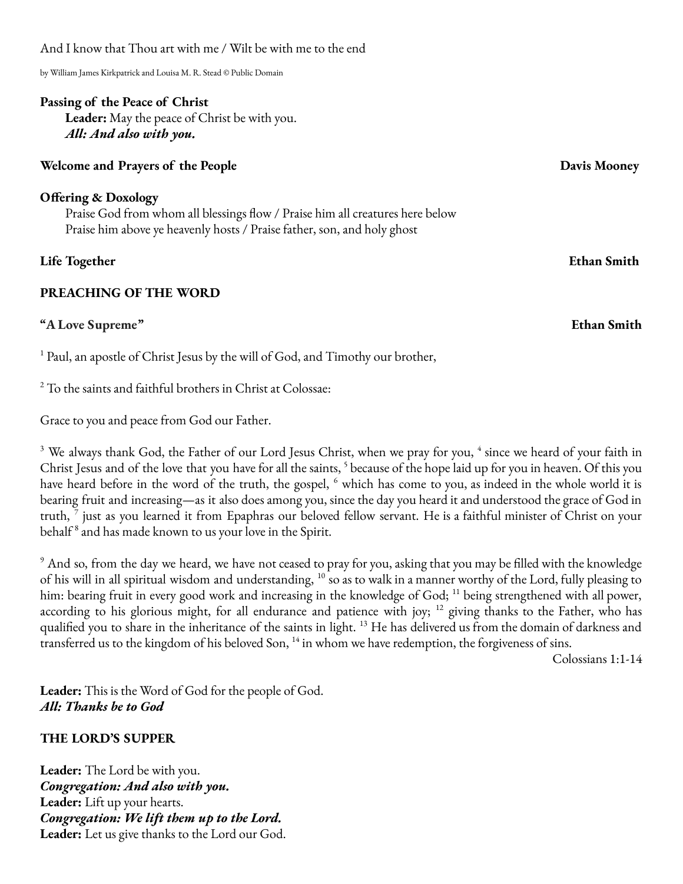And I know that Thou art with me / Wilt be with me to the end

by William James Kirkpatrick and Louisa M. R. Stead © Public Domain

**Passing of the Peace of Christ**

**Leader:** May the peace of Christ be with you.
***All: And also with you.***

**Welcome and Prayers of the People** **Davis Mooney**

**Offering & Doxology**

Praise God from whom all blessings flow / Praise him all creatures here below
Praise him above ye heavenly hosts / Praise father, son, and holy ghost

**Life Together** **Ethan Smith**

**PREACHING OF THE WORD**

**"A Love Supreme"** **Ethan Smith**

[1] Paul, an apostle of Christ Jesus by the will of God, and Timothy our brother,

[2] To the saints and faithful brothers in Christ at Colossae:

Grace to you and peace from God our Father.

[3] We always thank God, the Father of our Lord Jesus Christ, when we pray for you, [4] since we heard of your faith in Christ Jesus and of the love that you have for all the saints, [5] because of the hope laid up for you in heaven. Of this you have heard before in the word of the truth, the gospel, [6] which has come to you, as indeed in the whole world it is bearing fruit and increasing—as it also does among you, since the day you heard it and understood the grace of God in truth, [7] just as you learned it from Epaphras our beloved fellow servant. He is a faithful minister of Christ on your behalf [8] and has made known to us your love in the Spirit.

[9] And so, from the day we heard, we have not ceased to pray for you, asking that you may be filled with the knowledge of his will in all spiritual wisdom and understanding, [10] so as to walk in a manner worthy of the Lord, fully pleasing to him: bearing fruit in every good work and increasing in the knowledge of God; [11] being strengthened with all power, according to his glorious might, for all endurance and patience with joy; [12] giving thanks to the Father, who has qualified you to share in the inheritance of the saints in light. [13] He has delivered us from the domain of darkness and transferred us to the kingdom of his beloved Son, [14] in whom we have redemption, the forgiveness of sins.

Colossians 1:1-14

**Leader:** This is the Word of God for the people of God.
***All: Thanks be to God***

**THE LORD'S SUPPER**

**Leader:** The Lord be with you.
***Congregation: And also with you.***
**Leader:** Lift up your hearts.
***Congregation: We lift them up to the Lord.***
**Leader:** Let us give thanks to the Lord our God.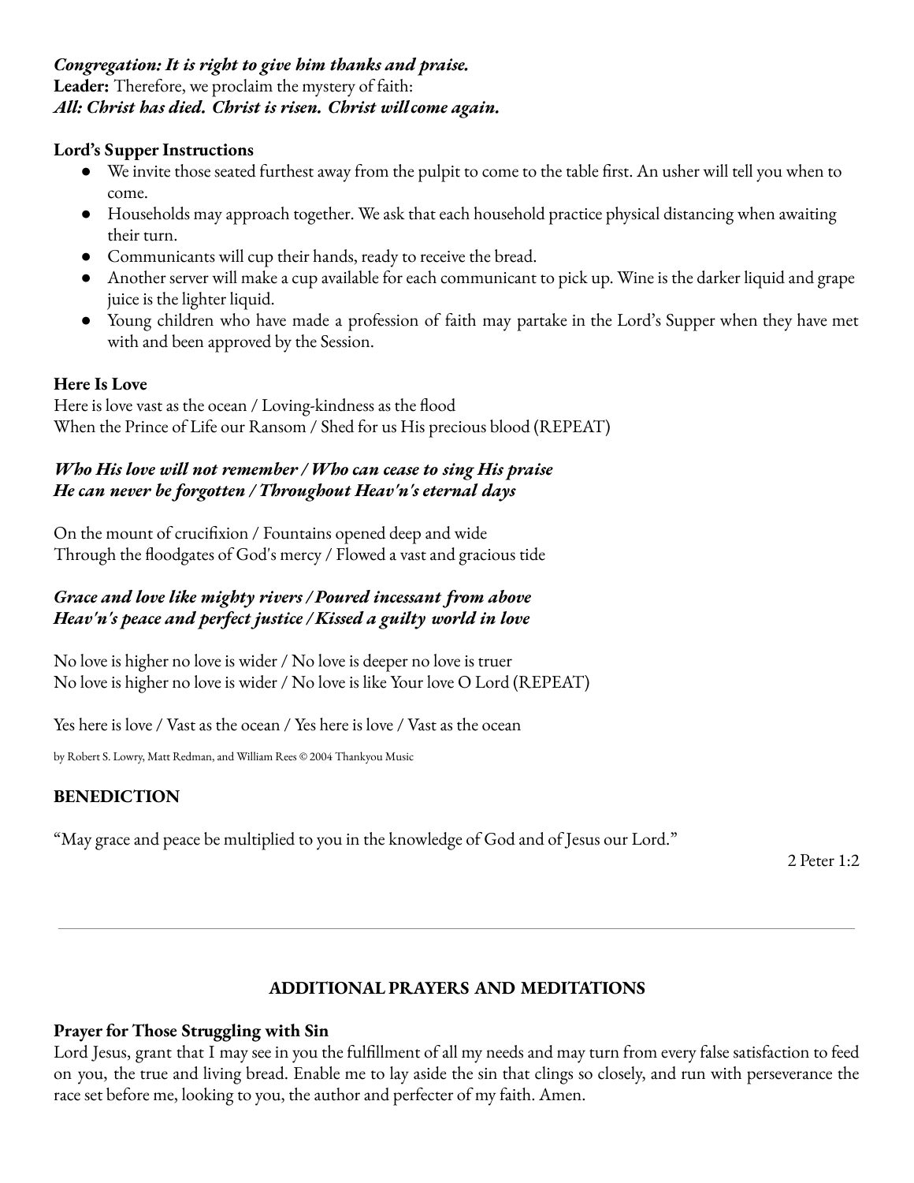***Congregation: It is right to give him thanks and praise.***
**Leader:** Therefore, we proclaim the mystery of faith:
***All: Christ has died. Christ is risen. Christ will come again.***

**Lord's Supper Instructions**

- We invite those seated furthest away from the pulpit to come to the table first. An usher will tell you when to come.
- Households may approach together. We ask that each household practice physical distancing when awaiting their turn.
- Communicants will cup their hands, ready to receive the bread.
- Another server will make a cup available for each communicant to pick up. Wine is the darker liquid and grape juice is the lighter liquid.
- Young children who have made a profession of faith may partake in the Lord's Supper when they have met with and been approved by the Session.

**Here Is Love**
Here is love vast as the ocean / Loving-kindness as the flood
When the Prince of Life our Ransom / Shed for us His precious blood (REPEAT)

***Who His love will not remember / Who can cease to sing His praise***
***He can never be forgotten / Throughout Heav'n's eternal days***

On the mount of crucifixion / Fountains opened deep and wide
Through the floodgates of God's mercy / Flowed a vast and gracious tide

***Grace and love like mighty rivers / Poured incessant from above***
***Heav'n's peace and perfect justice / Kissed a guilty world in love***

No love is higher no love is wider / No love is deeper no love is truer
No love is higher no love is wider / No love is like Your love O Lord (REPEAT)

Yes here is love / Vast as the ocean / Yes here is love / Vast as the ocean

by Robert S. Lowry, Matt Redman, and William Rees © 2004 Thankyou Music

**BENEDICTION**

"May grace and peace be multiplied to you in the knowledge of God and of Jesus our Lord."

2 Peter 1:2

---

**ADDITIONAL PRAYERS AND MEDITATIONS**

**Prayer for Those Struggling with Sin**
Lord Jesus, grant that I may see in you the fulfillment of all my needs and may turn from every false satisfaction to feed on you, the true and living bread. Enable me to lay aside the sin that clings so closely, and run with perseverance the race set before me, looking to you, the author and perfecter of my faith. Amen.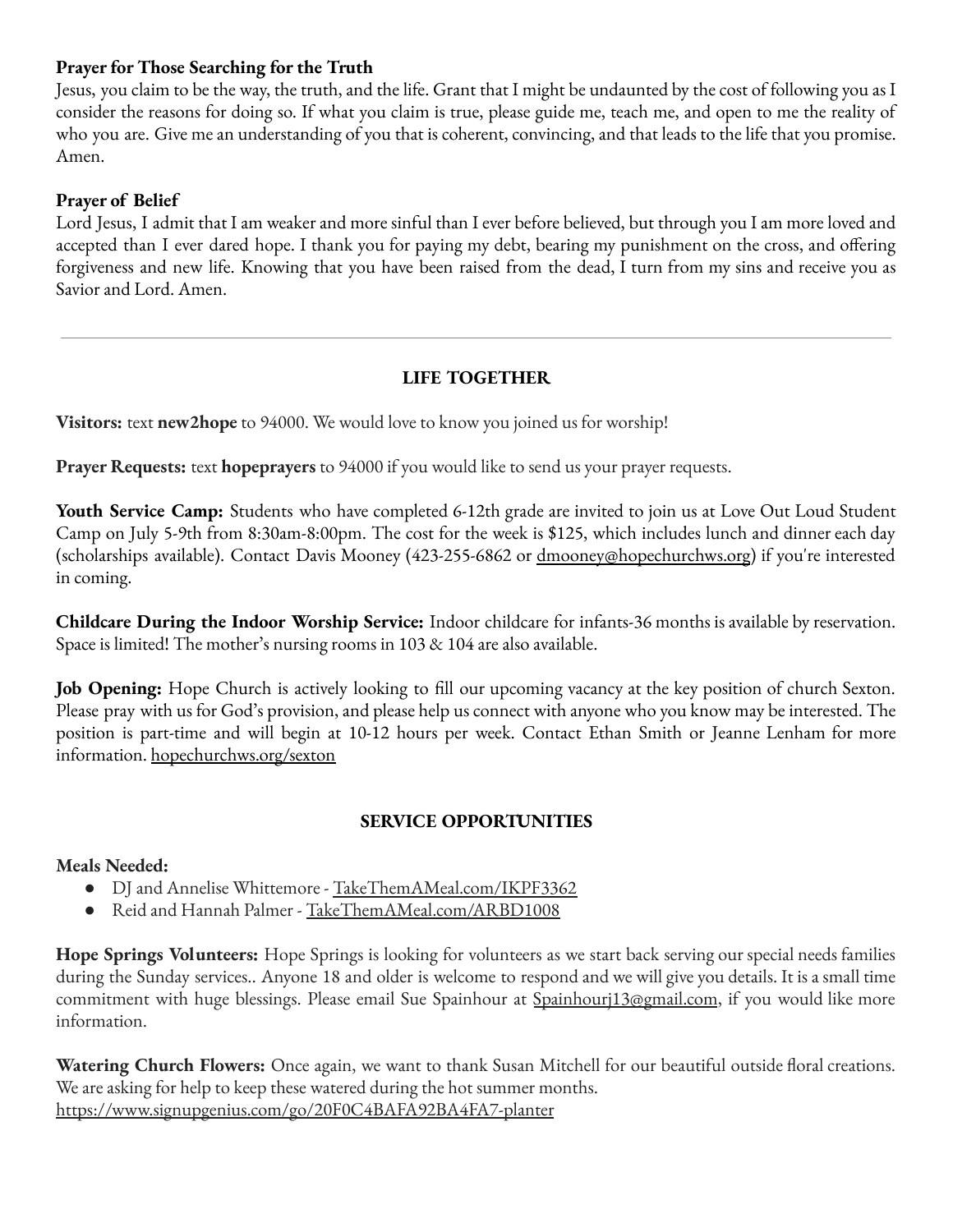**Prayer for Those Searching for the Truth**
Jesus, you claim to be the way, the truth, and the life. Grant that I might be undaunted by the cost of following you as I consider the reasons for doing so. If what you claim is true, please guide me, teach me, and open to me the reality of who you are. Give me an understanding of you that is coherent, convincing, and that leads to the life that you promise. Amen.

**Prayer of Belief**
Lord Jesus, I admit that I am weaker and more sinful than I ever before believed, but through you I am more loved and accepted than I ever dared hope. I thank you for paying my debt, bearing my punishment on the cross, and offering forgiveness and new life. Knowing that you have been raised from the dead, I turn from my sins and receive you as Savior and Lord. Amen.

---

## LIFE TOGETHER

**Visitors:** text **new2hope** to 94000. We would love to know you joined us for worship!

**Prayer Requests:** text **hopeprayers** to 94000 if you would like to send us your prayer requests.

**Youth Service Camp:** Students who have completed 6-12th grade are invited to join us at Love Out Loud Student Camp on July 5-9th from 8:30am-8:00pm. The cost for the week is $125, which includes lunch and dinner each day (scholarships available). Contact Davis Mooney (423-255-6862 or dmooney@hopechurchws.org) if you're interested in coming.

**Childcare During the Indoor Worship Service:** Indoor childcare for infants-36 months is available by reservation. Space is limited! The mother's nursing rooms in 103 & 104 are also available.

**Job Opening:** Hope Church is actively looking to fill our upcoming vacancy at the key position of church Sexton. Please pray with us for God's provision, and please help us connect with anyone who you know may be interested. The position is part-time and will begin at 10-12 hours per week. Contact Ethan Smith or Jeanne Lenham for more information. hopechurchws.org/sexton

## SERVICE OPPORTUNITIES

**Meals Needed:**

- DJ and Annelise Whittemore - TakeThemAMeal.com/IKPF3362
- Reid and Hannah Palmer - TakeThemAMeal.com/ARBD1008

**Hope Springs Volunteers:** Hope Springs is looking for volunteers as we start back serving our special needs families during the Sunday services.. Anyone 18 and older is welcome to respond and we will give you details. It is a small time commitment with huge blessings. Please email Sue Spainhour at Spainhourj13@gmail.com, if you would like more information.

**Watering Church Flowers:** Once again, we want to thank Susan Mitchell for our beautiful outside floral creations. We are asking for help to keep these watered during the hot summer months.
https://www.signupgenius.com/go/20F0C4BAFA92BA4FA7-planter